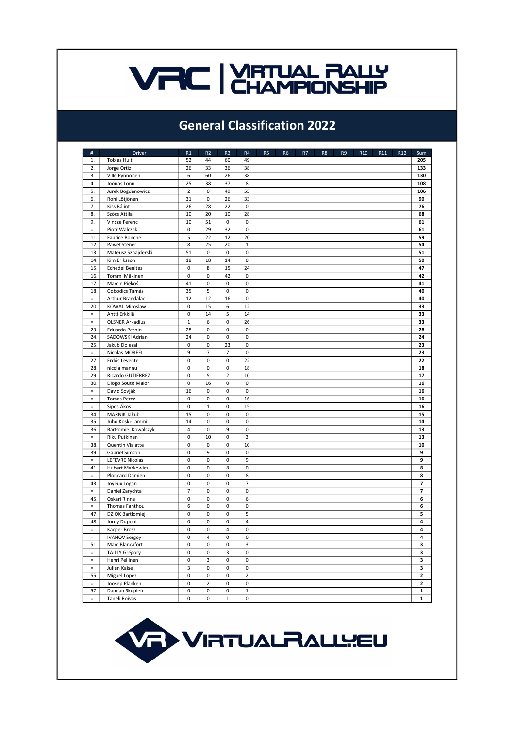# VRC | VIRTUAL RALLY CHAMPIONSHIP

## General Classification 2022

| # | Driver | R1 | R2 | R3 | R4 | R5 | R6 | R7 | R8 | R9 | R10 | R11 | R12 | Sum |
|---|---|---|---|---|---|---|---|---|---|---|---|---|---|---|
| 1. | Tobias Hult | 52 | 44 | 60 | 49 | | | | | | | | | **205** |
| 2. | Jorge Ortiz | 26 | 33 | 36 | 38 | | | | | | | | | **133** |
| 3. | Ville Pynnönen | 6 | 60 | 26 | 38 | | | | | | | | | **130** |
| 4. | Joonas Lönn | 25 | 38 | 37 | 8 | | | | | | | | | **108** |
| 5. | Jurek Bogdanowicz | 2 | 0 | 49 | 55 | | | | | | | | | **106** |
| 6. | Roni Lötjönen | 31 | 0 | 26 | 33 | | | | | | | | | **90** |
| 7. | Kiss Bálint | 26 | 28 | 22 | 0 | | | | | | | | | **76** |
| 8. | Szőcs Attila | 10 | 20 | 10 | 28 | | | | | | | | | **68** |
| 9. | Vincze Ferenc | 10 | 51 | 0 | 0 | | | | | | | | | **61** |
| = | Piotr Walczak | 0 | 29 | 32 | 0 | | | | | | | | | **61** |
| 11. | Fabrice Bonche | 5 | 22 | 12 | 20 | | | | | | | | | **59** |
| 12. | Paweł Stener | 8 | 25 | 20 | 1 | | | | | | | | | **54** |
| 13. | Mateusz Sznajderski | 51 | 0 | 0 | 0 | | | | | | | | | **51** |
| 14. | Kim Eriksson | 18 | 18 | 14 | 0 | | | | | | | | | **50** |
| 15. | Echedei Benítez | 0 | 8 | 15 | 24 | | | | | | | | | **47** |
| 16. | Tommi Mäkinen | 0 | 0 | 42 | 0 | | | | | | | | | **42** |
| 17. | Marcin Piękoś | 41 | 0 | 0 | 0 | | | | | | | | | **41** |
| 18. | Gobodics Tamás | 35 | 5 | 0 | 0 | | | | | | | | | **40** |
| = | Arthur Brandalac | 12 | 12 | 16 | 0 | | | | | | | | | **40** |
| 20. | KOWAL Miroslaw | 0 | 15 | 6 | 12 | | | | | | | | | **33** |
| = | Antti Erkkilä | 0 | 14 | 5 | 14 | | | | | | | | | **33** |
| = | OLSNER Arkadius | 1 | 6 | 0 | 26 | | | | | | | | | **33** |
| 23. | Eduardo Perojo | 28 | 0 | 0 | 0 | | | | | | | | | **28** |
| 24. | SADOWSKI Adrian | 24 | 0 | 0 | 0 | | | | | | | | | **24** |
| 25. | Jakub Dolezal | 0 | 0 | 23 | 0 | | | | | | | | | **23** |
| = | Nicolas MOREEL | 9 | 7 | 7 | 0 | | | | | | | | | **23** |
| 27. | Erdős Levente | 0 | 0 | 0 | 22 | | | | | | | | | **22** |
| 28. | nicola mannu | 0 | 0 | 0 | 18 | | | | | | | | | **18** |
| 29. | Ricardo GUTIERREZ | 0 | 5 | 2 | 10 | | | | | | | | | **17** |
| 30. | Diogo Souto Maior | 0 | 16 | 0 | 0 | | | | | | | | | **16** |
| = | David Sovják | 16 | 0 | 0 | 0 | | | | | | | | | **16** |
| = | Tomas Perez | 0 | 0 | 0 | 16 | | | | | | | | | **16** |
| = | Sipos Ákos | 0 | 1 | 0 | 15 | | | | | | | | | **16** |
| 34. | MARNIK Jakub | 15 | 0 | 0 | 0 | | | | | | | | | **15** |
| 35. | Juho Koski-Lammi | 14 | 0 | 0 | 0 | | | | | | | | | **14** |
| 36. | Bartłomiej Kowalczyk | 4 | 0 | 9 | 0 | | | | | | | | | **13** |
| = | Riku Putkinen | 0 | 10 | 0 | 3 | | | | | | | | | **13** |
| 38. | Quentin Vialatte | 0 | 0 | 0 | 10 | | | | | | | | | **10** |
| 39. | Gabriel Simson | 0 | 9 | 0 | 0 | | | | | | | | | **9** |
| = | LEFEVRE Nicolas | 0 | 0 | 0 | 9 | | | | | | | | | **9** |
| 41. | Hubert Markowicz | 0 | 0 | 8 | 0 | | | | | | | | | **8** |
| = | Ploncard Damien | 0 | 0 | 0 | 8 | | | | | | | | | **8** |
| 43. | Joyeux Logan | 0 | 0 | 0 | 7 | | | | | | | | | **7** |
| = | Daniel Zarychta | 7 | 0 | 0 | 0 | | | | | | | | | **7** |
| 45. | Oskari Rinne | 0 | 0 | 0 | 6 | | | | | | | | | **6** |
| = | Thomas Fanthou | 6 | 0 | 0 | 0 | | | | | | | | | **6** |
| 47. | DZIOK Bartlomiej | 0 | 0 | 0 | 5 | | | | | | | | | **5** |
| 48. | Jordy Dupont | 0 | 0 | 0 | 4 | | | | | | | | | **4** |
| = | Kacper Brosz | 0 | 0 | 4 | 0 | | | | | | | | | **4** |
| = | IVANOV Sergey | 0 | 4 | 0 | 0 | | | | | | | | | **4** |
| 51. | Marc Blancafort | 0 | 0 | 0 | 3 | | | | | | | | | **3** |
| = | TAILLY Grégory | 0 | 0 | 3 | 0 | | | | | | | | | **3** |
| = | Henri Pellinen | 0 | 3 | 0 | 0 | | | | | | | | | **3** |
| = | Julien Kaise | 3 | 0 | 0 | 0 | | | | | | | | | **3** |
| 55. | Miguel Lopez | 0 | 0 | 0 | 2 | | | | | | | | | **2** |
| = | Joosep Planken | 0 | 2 | 0 | 0 | | | | | | | | | **2** |
| 57. | Damian Skupień | 0 | 0 | 0 | 1 | | | | | | | | | **1** |
| = | Taneli Roivas | 0 | 0 | 1 | 0 | | | | | | | | | **1** |

VIRTUALRALLY.EU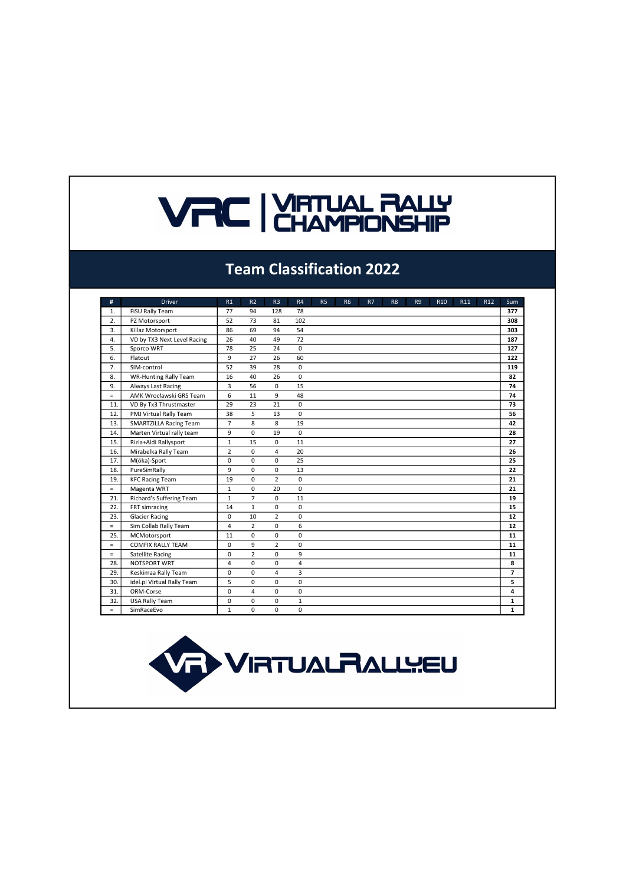# VRC | VIRTUAL RALLY CHAMPIONSHIP

## Team Classification 2022

| # | Driver | R1 | R2 | R3 | R4 | R5 | R6 | R7 | R8 | R9 | R10 | R11 | R12 | Sum |
|---|---|---|---|---|---|---|---|---|---|---|---|---|---|---|
| 1. | FiSU Rally Team | 77 | 94 | 128 | 78 | | | | | | | | | **377** |
| 2. | PZ Motorsport | 52 | 73 | 81 | 102 | | | | | | | | | **308** |
| 3. | Killaz Motorsport | 86 | 69 | 94 | 54 | | | | | | | | | **303** |
| 4. | VD by TX3 Next Level Racing | 26 | 40 | 49 | 72 | | | | | | | | | **187** |
| 5. | Sporco WRT | 78 | 25 | 24 | 0 | | | | | | | | | **127** |
| 6. | Flatout | 9 | 27 | 26 | 60 | | | | | | | | | **122** |
| 7. | SIM-control | 52 | 39 | 28 | 0 | | | | | | | | | **119** |
| 8. | WR-Hunting Rally Team | 16 | 40 | 26 | 0 | | | | | | | | | **82** |
| 9. | Always Last Racing | 3 | 56 | 0 | 15 | | | | | | | | | **74** |
| = | AMK Wrocławski GRS Team | 6 | 11 | 9 | 48 | | | | | | | | | **74** |
| 11. | VD By Tx3 Thrustmaster | 29 | 23 | 21 | 0 | | | | | | | | | **73** |
| 12. | PMJ Virtual Rally Team | 38 | 5 | 13 | 0 | | | | | | | | | **56** |
| 13. | SMARTZILLA Racing Team | 7 | 8 | 8 | 19 | | | | | | | | | **42** |
| 14. | Marten Virtual rally team | 9 | 0 | 19 | 0 | | | | | | | | | **28** |
| 15. | Rizla+Aldi Rallysport | 1 | 15 | 0 | 11 | | | | | | | | | **27** |
| 16. | Mirabelka Rally Team | 2 | 0 | 4 | 20 | | | | | | | | | **26** |
| 17. | M(óka)-Sport | 0 | 0 | 0 | 25 | | | | | | | | | **25** |
| 18. | PureSimRally | 9 | 0 | 0 | 13 | | | | | | | | | **22** |
| 19. | KFC Racing Team | 19 | 0 | 2 | 0 | | | | | | | | | **21** |
| = | Magenta WRT | 1 | 0 | 20 | 0 | | | | | | | | | **21** |
| 21. | Richard's Suffering Team | 1 | 7 | 0 | 11 | | | | | | | | | **19** |
| 22. | FRT simracing | 14 | 1 | 0 | 0 | | | | | | | | | **15** |
| 23. | Glacier Racing | 0 | 10 | 2 | 0 | | | | | | | | | **12** |
| = | Sim Collab Rally Team | 4 | 2 | 0 | 6 | | | | | | | | | **12** |
| 25. | MCMotorsport | 11 | 0 | 0 | 0 | | | | | | | | | **11** |
| = | COMFIX RALLY TEAM | 0 | 9 | 2 | 0 | | | | | | | | | **11** |
| = | Satellite Racing | 0 | 2 | 0 | 9 | | | | | | | | | **11** |
| 28. | NOTSPORT WRT | 4 | 0 | 0 | 4 | | | | | | | | | **8** |
| 29. | Keskimaa Rally Team | 0 | 0 | 4 | 3 | | | | | | | | | **7** |
| 30. | idel.pl Virtual Rally Team | 5 | 0 | 0 | 0 | | | | | | | | | **5** |
| 31. | ORM-Corse | 0 | 4 | 0 | 0 | | | | | | | | | **4** |
| 32. | USA Rally Team | 0 | 0 | 0 | 1 | | | | | | | | | **1** |
| = | SimRaceEvo | 1 | 0 | 0 | 0 | | | | | | | | | **1** |

VIRTUALRALLY.EU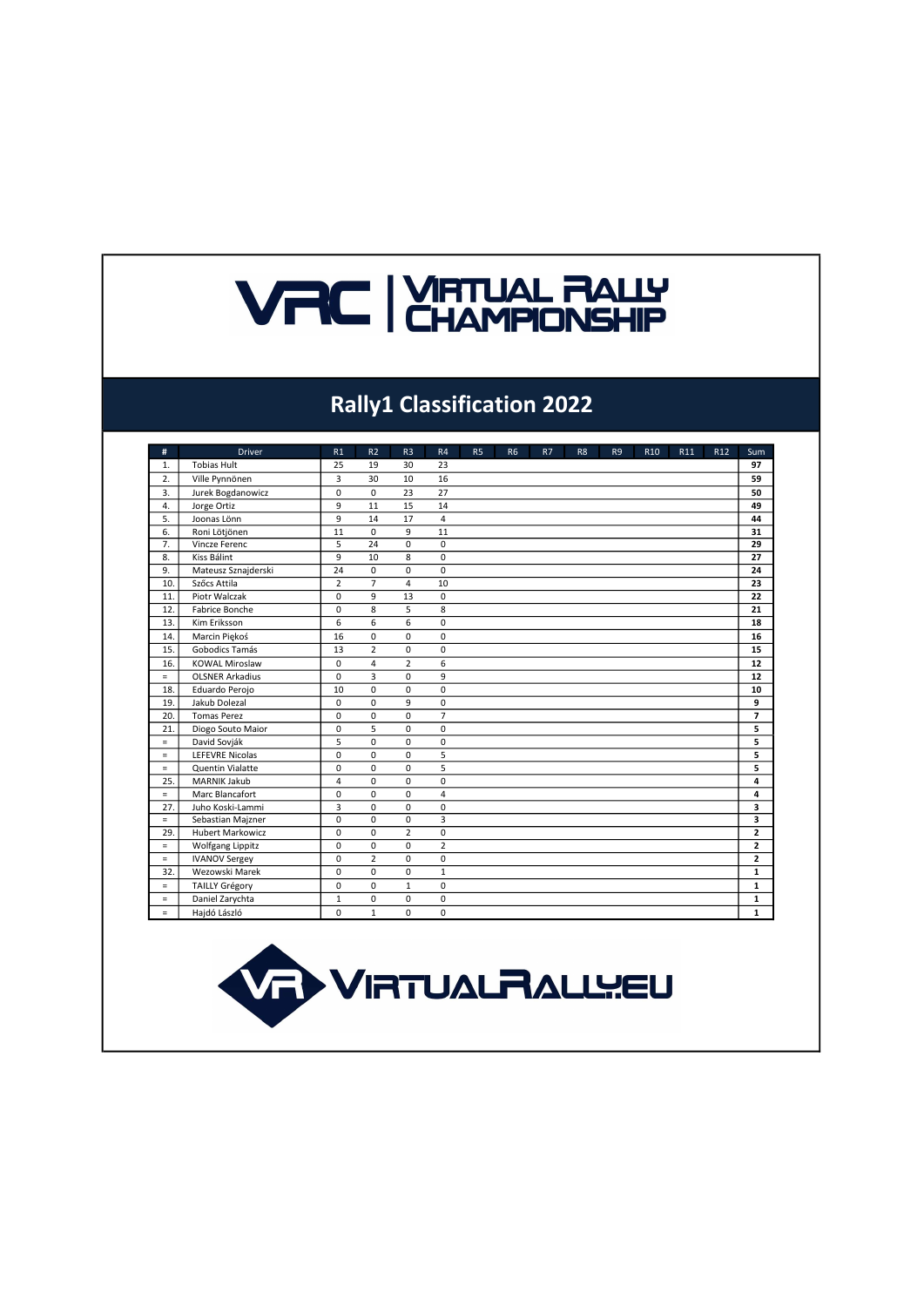VRC | VIRTUAL RALLY CHAMPIONSHIP

# Rally1 Classification 2022

| # | Driver | R1 | R2 | R3 | R4 | R5 | R6 | R7 | R8 | R9 | R10 | R11 | R12 | Sum |
|---|---|---|---|---|---|---|---|---|---|---|---|---|---|---|
| 1. | Tobias Hult | 25 | 19 | 30 | 23 | | | | | | | | | **97** |
| 2. | Ville Pynnönen | 3 | 30 | 10 | 16 | | | | | | | | | **59** |
| 3. | Jurek Bogdanowicz | 0 | 0 | 23 | 27 | | | | | | | | | **50** |
| 4. | Jorge Ortiz | 9 | 11 | 15 | 14 | | | | | | | | | **49** |
| 5. | Joonas Lönn | 9 | 14 | 17 | 4 | | | | | | | | | **44** |
| 6. | Roni Lötjönen | 11 | 0 | 9 | 11 | | | | | | | | | **31** |
| 7. | Vincze Ferenc | 5 | 24 | 0 | 0 | | | | | | | | | **29** |
| 8. | Kiss Bálint | 9 | 10 | 8 | 0 | | | | | | | | | **27** |
| 9. | Mateusz Sznajderski | 24 | 0 | 0 | 0 | | | | | | | | | **24** |
| 10. | Szőcs Attila | 2 | 7 | 4 | 10 | | | | | | | | | **23** |
| 11. | Piotr Walczak | 0 | 9 | 13 | 0 | | | | | | | | | **22** |
| 12. | Fabrice Bonche | 0 | 8 | 5 | 8 | | | | | | | | | **21** |
| 13. | Kim Eriksson | 6 | 6 | 6 | 0 | | | | | | | | | **18** |
| 14. | Marcin Piękoś | 16 | 0 | 0 | 0 | | | | | | | | | **16** |
| 15. | Gobodics Tamás | 13 | 2 | 0 | 0 | | | | | | | | | **15** |
| 16. | KOWAL Miroslaw | 0 | 4 | 2 | 6 | | | | | | | | | **12** |
| = | OLSNER Arkadius | 0 | 3 | 0 | 9 | | | | | | | | | **12** |
| 18. | Eduardo Perojo | 10 | 0 | 0 | 0 | | | | | | | | | **10** |
| 19. | Jakub Dolezal | 0 | 0 | 9 | 0 | | | | | | | | | **9** |
| 20. | Tomas Perez | 0 | 0 | 0 | 7 | | | | | | | | | **7** |
| 21. | Diogo Souto Maior | 0 | 5 | 0 | 0 | | | | | | | | | **5** |
| = | David Sovják | 5 | 0 | 0 | 0 | | | | | | | | | **5** |
| = | LEFEVRE Nicolas | 0 | 0 | 0 | 5 | | | | | | | | | **5** |
| = | Quentin Vialatte | 0 | 0 | 0 | 5 | | | | | | | | | **5** |
| 25. | MARNIK Jakub | 4 | 0 | 0 | 0 | | | | | | | | | **4** |
| = | Marc Blancafort | 0 | 0 | 0 | 4 | | | | | | | | | **4** |
| 27. | Juho Koski-Lammi | 3 | 0 | 0 | 0 | | | | | | | | | **3** |
| = | Sebastian Majzner | 0 | 0 | 0 | 3 | | | | | | | | | **3** |
| 29. | Hubert Markowicz | 0 | 0 | 2 | 0 | | | | | | | | | **2** |
| = | Wolfgang Lippitz | 0 | 0 | 0 | 2 | | | | | | | | | **2** |
| = | IVANOV Sergey | 0 | 2 | 0 | 0 | | | | | | | | | **2** |
| 32. | Wezowski Marek | 0 | 0 | 0 | 1 | | | | | | | | | **1** |
| = | TAILLY Grégory | 0 | 0 | 1 | 0 | | | | | | | | | **1** |
| = | Daniel Zarychta | 1 | 0 | 0 | 0 | | | | | | | | | **1** |
| = | Hajdó László | 0 | 1 | 0 | 0 | | | | | | | | | **1** |

VIRTUALRALLY.EU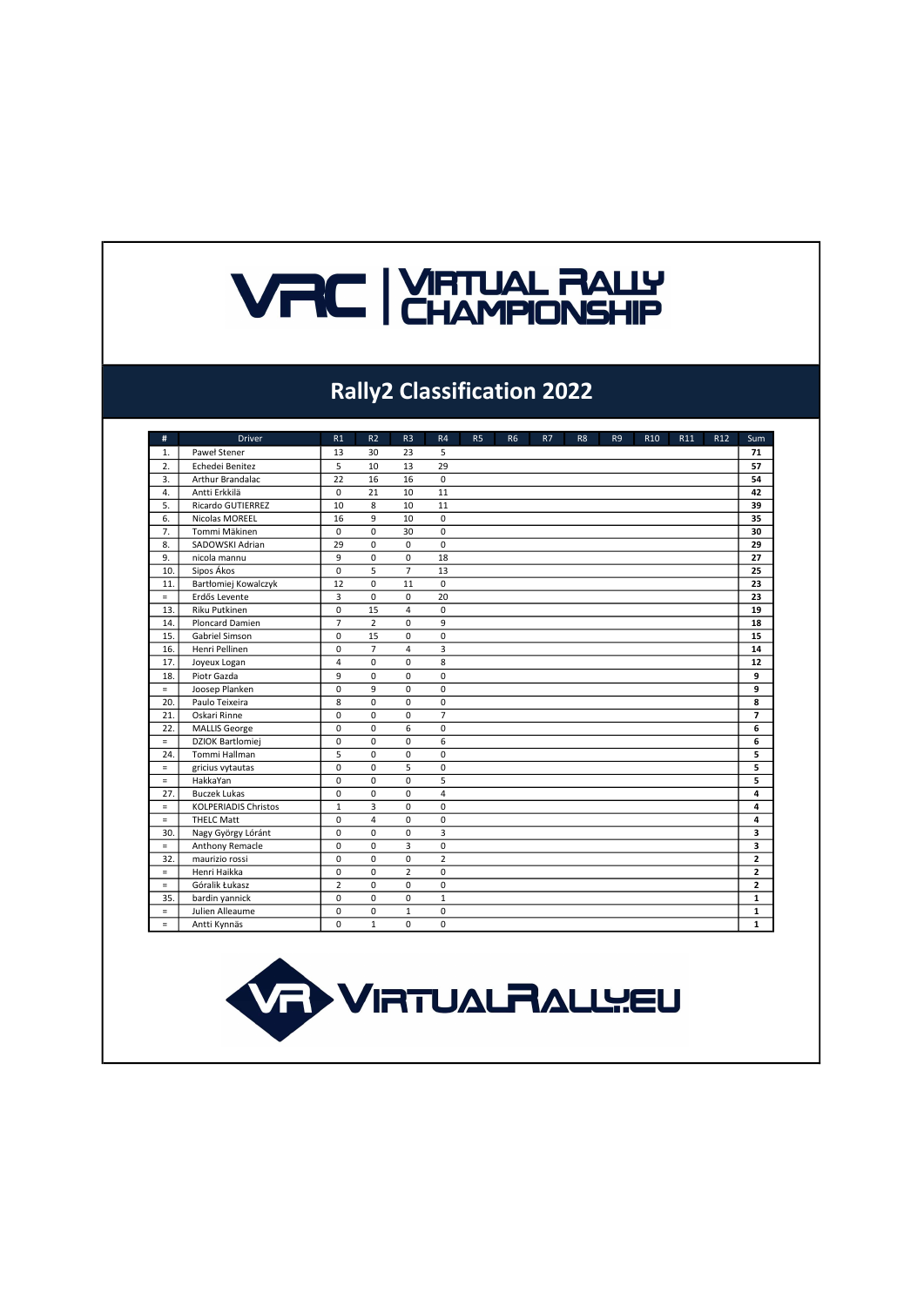# VRC | VIRTUAL RALLY CHAMPIONSHIP

## Rally2 Classification 2022

| # | Driver | R1 | R2 | R3 | R4 | R5 | R6 | R7 | R8 | R9 | R10 | R11 | R12 | Sum |
|---|---|---|---|---|---|---|---|---|---|---|---|---|---|---|
| 1. | Paweł Stener | 13 | 30 | 23 | 5 | | | | | | | | | **71** |
| 2. | Echedei Benítez | 5 | 10 | 13 | 29 | | | | | | | | | **57** |
| 3. | Arthur Brandalac | 22 | 16 | 16 | 0 | | | | | | | | | **54** |
| 4. | Antti Erkkilä | 0 | 21 | 10 | 11 | | | | | | | | | **42** |
| 5. | Ricardo GUTIERREZ | 10 | 8 | 10 | 11 | | | | | | | | | **39** |
| 6. | Nicolas MOREEL | 16 | 9 | 10 | 0 | | | | | | | | | **35** |
| 7. | Tommi Mäkinen | 0 | 0 | 30 | 0 | | | | | | | | | **30** |
| 8. | SADOWSKI Adrian | 29 | 0 | 0 | 0 | | | | | | | | | **29** |
| 9. | nicola mannu | 9 | 0 | 0 | 18 | | | | | | | | | **27** |
| 10. | Sipos Ákos | 0 | 5 | 7 | 13 | | | | | | | | | **25** |
| 11. | Bartłomiej Kowalczyk | 12 | 0 | 11 | 0 | | | | | | | | | **23** |
| = | Erdős Levente | 3 | 0 | 0 | 20 | | | | | | | | | **23** |
| 13. | Riku Putkinen | 0 | 15 | 4 | 0 | | | | | | | | | **19** |
| 14. | Ploncard Damien | 7 | 2 | 0 | 9 | | | | | | | | | **18** |
| 15. | Gabriel Simson | 0 | 15 | 0 | 0 | | | | | | | | | **15** |
| 16. | Henri Pellinen | 0 | 7 | 4 | 3 | | | | | | | | | **14** |
| 17. | Joyeux Logan | 4 | 0 | 0 | 8 | | | | | | | | | **12** |
| 18. | Piotr Gazda | 9 | 0 | 0 | 0 | | | | | | | | | **9** |
| = | Joosep Planken | 0 | 9 | 0 | 0 | | | | | | | | | **9** |
| 20. | Paulo Teixeira | 8 | 0 | 0 | 0 | | | | | | | | | **8** |
| 21. | Oskari Rinne | 0 | 0 | 0 | 7 | | | | | | | | | **7** |
| 22. | MALLIS George | 0 | 0 | 6 | 0 | | | | | | | | | **6** |
| = | DZIOK Bartlomiej | 0 | 0 | 0 | 6 | | | | | | | | | **6** |
| 24. | Tommi Hallman | 5 | 0 | 0 | 0 | | | | | | | | | **5** |
| = | gricius vytautas | 0 | 0 | 5 | 0 | | | | | | | | | **5** |
| = | HakkaYan | 0 | 0 | 0 | 5 | | | | | | | | | **5** |
| 27. | Buczek Lukas | 0 | 0 | 0 | 4 | | | | | | | | | **4** |
| = | KOLPERIADIS Christos | 1 | 3 | 0 | 0 | | | | | | | | | **4** |
| = | THELC Matt | 0 | 4 | 0 | 0 | | | | | | | | | **4** |
| 30. | Nagy György Lóránt | 0 | 0 | 0 | 3 | | | | | | | | | **3** |
| = | Anthony Remacle | 0 | 0 | 3 | 0 | | | | | | | | | **3** |
| 32. | maurizio rossi | 0 | 0 | 0 | 2 | | | | | | | | | **2** |
| = | Henri Haikka | 0 | 0 | 2 | 0 | | | | | | | | | **2** |
| = | Góralik Łukasz | 2 | 0 | 0 | 0 | | | | | | | | | **2** |
| 35. | bardin yannick | 0 | 0 | 0 | 1 | | | | | | | | | **1** |
| = | Julien Alleaume | 0 | 0 | 1 | 0 | | | | | | | | | **1** |
| = | Antti Kynnäs | 0 | 1 | 0 | 0 | | | | | | | | | **1** |

VR VIRTUALRALLY.EU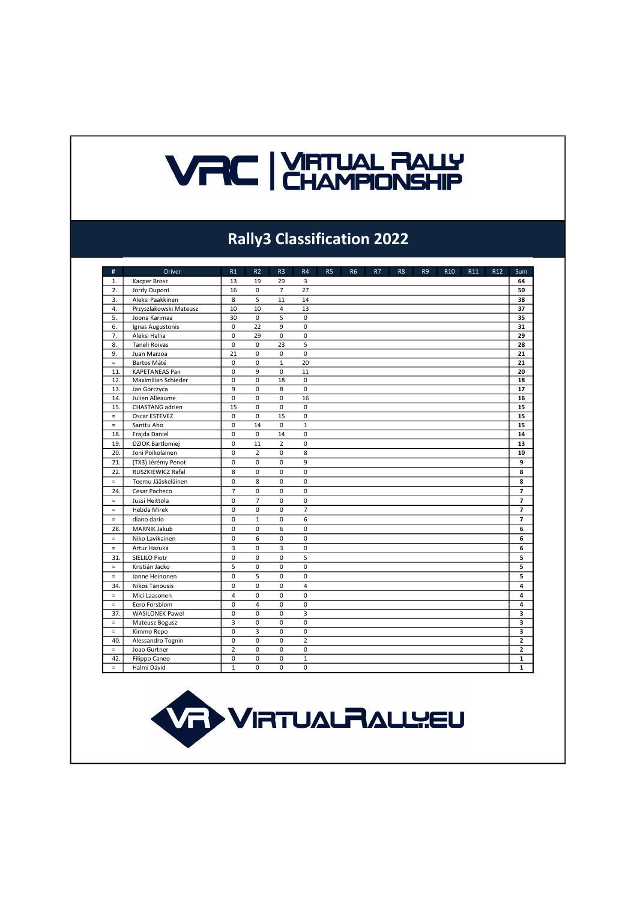VRC | VIRTUAL RALLY CHAMPIONSHIP

## Rally3 Classification 2022

| # | Driver | R1 | R2 | R3 | R4 | R5 | R6 | R7 | R8 | R9 | R10 | R11 | R12 | Sum |
|---|---|---|---|---|---|---|---|---|---|---|---|---|---|---|
| 1. | Kacper Brosz | 13 | 19 | 29 | 3 | | | | | | | | | **64** |
| 2. | Jordy Dupont | 16 | 0 | 7 | 27 | | | | | | | | | **50** |
| 3. | Aleksi Paakkinen | 8 | 5 | 11 | 14 | | | | | | | | | **38** |
| 4. | Przyszlakowski Mateusz | 10 | 10 | 4 | 13 | | | | | | | | | **37** |
| 5. | Joona Karimaa | 30 | 0 | 5 | 0 | | | | | | | | | **35** |
| 6. | Ignas Augustonis | 0 | 22 | 9 | 0 | | | | | | | | | **31** |
| 7. | Aleksi Hallia | 0 | 29 | 0 | 0 | | | | | | | | | **29** |
| 8. | Taneli Roivas | 0 | 0 | 23 | 5 | | | | | | | | | **28** |
| 9. | Juan Marzoa | 21 | 0 | 0 | 0 | | | | | | | | | **21** |
| = | Bartos Máté | 0 | 0 | 1 | 20 | | | | | | | | | **21** |
| 11. | KAPETANEAS Pan | 0 | 9 | 0 | 11 | | | | | | | | | **20** |
| 12. | Maximilian Schieder | 0 | 0 | 18 | 0 | | | | | | | | | **18** |
| 13. | Jan Gorczyca | 9 | 0 | 8 | 0 | | | | | | | | | **17** |
| 14. | Julien Alleaume | 0 | 0 | 0 | 16 | | | | | | | | | **16** |
| 15. | CHASTANG adrien | 15 | 0 | 0 | 0 | | | | | | | | | **15** |
| = | Oscar ESTEVEZ | 0 | 0 | 15 | 0 | | | | | | | | | **15** |
| = | Santtu Aho | 0 | 14 | 0 | 1 | | | | | | | | | **15** |
| 18. | Frajda Daniel | 0 | 0 | 14 | 0 | | | | | | | | | **14** |
| 19. | DZIOK Bartlomiej | 0 | 11 | 2 | 0 | | | | | | | | | **13** |
| 20. | Joni Poikolainen | 0 | 2 | 0 | 8 | | | | | | | | | **10** |
| 21. | (TX3) Jérémy Penot | 0 | 0 | 0 | 9 | | | | | | | | | **9** |
| 22. | RUSZKIEWICZ Rafal | 8 | 0 | 0 | 0 | | | | | | | | | **8** |
| = | Teemu Jääskeläinen | 0 | 8 | 0 | 0 | | | | | | | | | **8** |
| 24. | Cesar Pacheco | 7 | 0 | 0 | 0 | | | | | | | | | **7** |
| = | Jussi Heittola | 0 | 7 | 0 | 0 | | | | | | | | | **7** |
| = | Hebda Mirek | 0 | 0 | 0 | 7 | | | | | | | | | **7** |
| = | diano dario | 0 | 1 | 0 | 6 | | | | | | | | | **7** |
| 28. | MARNIK Jakub | 0 | 0 | 6 | 0 | | | | | | | | | **6** |
| = | Niko Lavikainen | 0 | 6 | 0 | 0 | | | | | | | | | **6** |
| = | Artur Hazuka | 3 | 0 | 3 | 0 | | | | | | | | | **6** |
| 31. | SIELILO Piotr | 0 | 0 | 0 | 5 | | | | | | | | | **5** |
| = | Kristián Jacko | 5 | 0 | 0 | 0 | | | | | | | | | **5** |
| = | Janne Heinonen | 0 | 5 | 0 | 0 | | | | | | | | | **5** |
| 34. | Nikos Tanousis | 0 | 0 | 0 | 4 | | | | | | | | | **4** |
| = | Mici Laasonen | 4 | 0 | 0 | 0 | | | | | | | | | **4** |
| = | Eero Forsblom | 0 | 4 | 0 | 0 | | | | | | | | | **4** |
| 37. | WASILONEK Pawel | 0 | 0 | 0 | 3 | | | | | | | | | **3** |
| = | Mateusz Bogusz | 3 | 0 | 0 | 0 | | | | | | | | | **3** |
| = | Kimmo Repo | 0 | 3 | 0 | 0 | | | | | | | | | **3** |
| 40. | Alessandro Tognin | 0 | 0 | 0 | 2 | | | | | | | | | **2** |
| = | Joao Gurtner | 2 | 0 | 0 | 0 | | | | | | | | | **2** |
| 42. | Filippo Caneo | 0 | 0 | 0 | 1 | | | | | | | | | **1** |
| = | Halmi Dávid | 1 | 0 | 0 | 0 | | | | | | | | | **1** |

VIRTUALRALLY.EU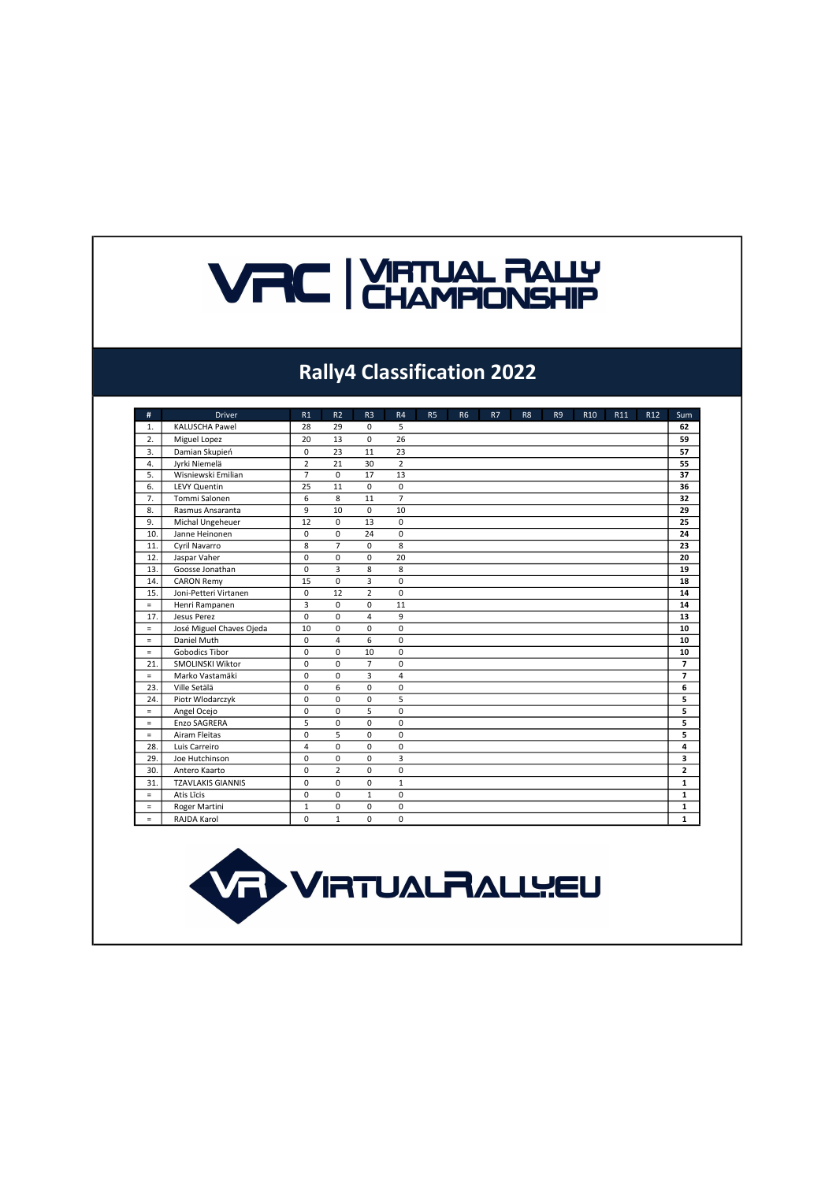# VRC | VIRTUAL RALLY CHAMPIONSHIP

## Rally4 Classification 2022

| # | Driver | R1 | R2 | R3 | R4 | R5 | R6 | R7 | R8 | R9 | R10 | R11 | R12 | Sum |
|---|---|---|---|---|---|---|---|---|---|---|---|---|---|---|
| 1. | KALUSCHA Pawel | 28 | 29 | 0 | 5 | | | | | | | | | **62** |
| 2. | Miguel Lopez | 20 | 13 | 0 | 26 | | | | | | | | | **59** |
| 3. | Damian Skupień | 0 | 23 | 11 | 23 | | | | | | | | | **57** |
| 4. | Jyrki Niemelä | 2 | 21 | 30 | 2 | | | | | | | | | **55** |
| 5. | Wisniewski Emilian | 7 | 0 | 17 | 13 | | | | | | | | | **37** |
| 6. | LEVY Quentin | 25 | 11 | 0 | 0 | | | | | | | | | **36** |
| 7. | Tommi Salonen | 6 | 8 | 11 | 7 | | | | | | | | | **32** |
| 8. | Rasmus Ansaranta | 9 | 10 | 0 | 10 | | | | | | | | | **29** |
| 9. | Michal Ungeheuer | 12 | 0 | 13 | 0 | | | | | | | | | **25** |
| 10. | Janne Heinonen | 0 | 0 | 24 | 0 | | | | | | | | | **24** |
| 11. | Cyril Navarro | 8 | 7 | 0 | 8 | | | | | | | | | **23** |
| 12. | Jaspar Vaher | 0 | 0 | 0 | 20 | | | | | | | | | **20** |
| 13. | Goosse Jonathan | 0 | 3 | 8 | 8 | | | | | | | | | **19** |
| 14. | CARON Remy | 15 | 0 | 3 | 0 | | | | | | | | | **18** |
| 15. | Joni-Petteri Virtanen | 0 | 12 | 2 | 0 | | | | | | | | | **14** |
| = | Henri Rampanen | 3 | 0 | 0 | 11 | | | | | | | | | **14** |
| 17. | Jesus Perez | 0 | 0 | 4 | 9 | | | | | | | | | **13** |
| = | José Miguel Chaves Ojeda | 10 | 0 | 0 | 0 | | | | | | | | | **10** |
| = | Daniel Muth | 0 | 4 | 6 | 0 | | | | | | | | | **10** |
| = | Gobodics Tibor | 0 | 0 | 10 | 0 | | | | | | | | | **10** |
| 21. | SMOLINSKI Wiktor | 0 | 0 | 7 | 0 | | | | | | | | | **7** |
| = | Marko Vastamäki | 0 | 0 | 3 | 4 | | | | | | | | | **7** |
| 23. | Ville Setälä | 0 | 6 | 0 | 0 | | | | | | | | | **6** |
| 24. | Piotr Wlodarczyk | 0 | 0 | 0 | 5 | | | | | | | | | **5** |
| = | Angel Ocejo | 0 | 0 | 5 | 0 | | | | | | | | | **5** |
| = | Enzo SAGRERA | 5 | 0 | 0 | 0 | | | | | | | | | **5** |
| = | Airam Fleitas | 0 | 5 | 0 | 0 | | | | | | | | | **5** |
| 28. | Luis Carreiro | 4 | 0 | 0 | 0 | | | | | | | | | **4** |
| 29. | Joe Hutchinson | 0 | 0 | 0 | 3 | | | | | | | | | **3** |
| 30. | Antero Kaarto | 0 | 2 | 0 | 0 | | | | | | | | | **2** |
| 31. | TZAVLAKIS GIANNIS | 0 | 0 | 0 | 1 | | | | | | | | | **1** |
| = | Atis Līcis | 0 | 0 | 1 | 0 | | | | | | | | | **1** |
| = | Roger Martini | 1 | 0 | 0 | 0 | | | | | | | | | **1** |
| = | RAJDA Karol | 0 | 1 | 0 | 0 | | | | | | | | | **1** |

VR VIRTUALRALLY.EU